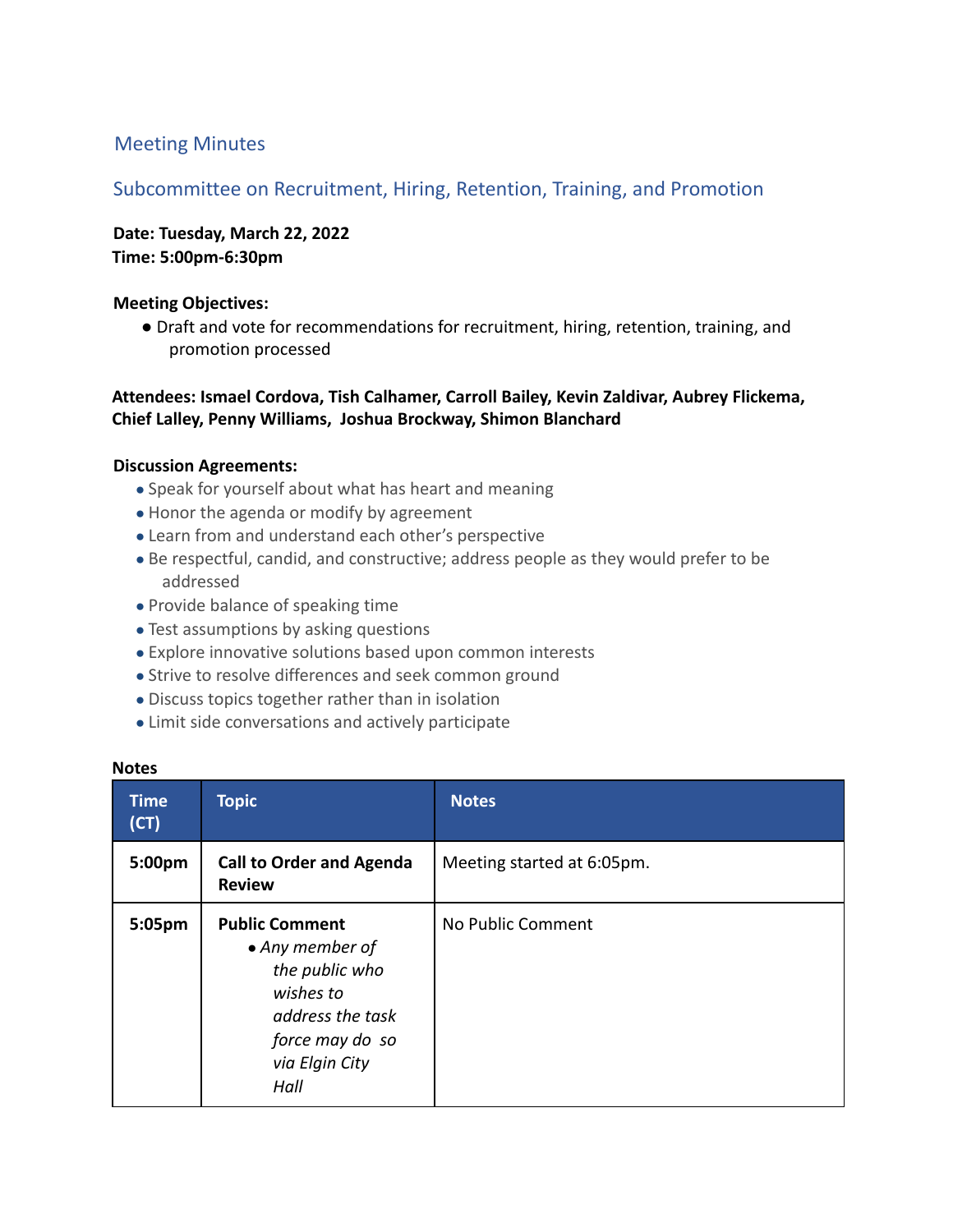## Meeting Minutes

## Subcommittee on Recruitment, Hiring, Retention, Training, and Promotion

**Date: Tuesday, March 22, 2022**
**Time: 5:00pm-6:30pm**

**Meeting Objectives:**

- Draft and vote for recommendations for recruitment, hiring, retention, training, and promotion processed

**Attendees: Ismael Cordova, Tish Calhamer, Carroll Bailey, Kevin Zaldivar, Aubrey Flickema, Chief Lalley, Penny Williams, Joshua Brockway, Shimon Blanchard**

**Discussion Agreements:**

- Speak for yourself about what has heart and meaning
- Honor the agenda or modify by agreement
- Learn from and understand each other's perspective
- Be respectful, candid, and constructive; address people as they would prefer to be addressed
- Provide balance of speaking time
- Test assumptions by asking questions
- Explore innovative solutions based upon common interests
- Strive to resolve differences and seek common ground
- Discuss topics together rather than in isolation
- Limit side conversations and actively participate

**Notes**

| Time (CT) | Topic | Notes |
|---|---|---|
| **5:00pm** | **Call to Order and Agenda Review** | Meeting started at 6:05pm. |
| **5:05pm** | **Public Comment**<br>• *Any member of the public who wishes to address the task force may do so via Elgin City Hall* | No Public Comment |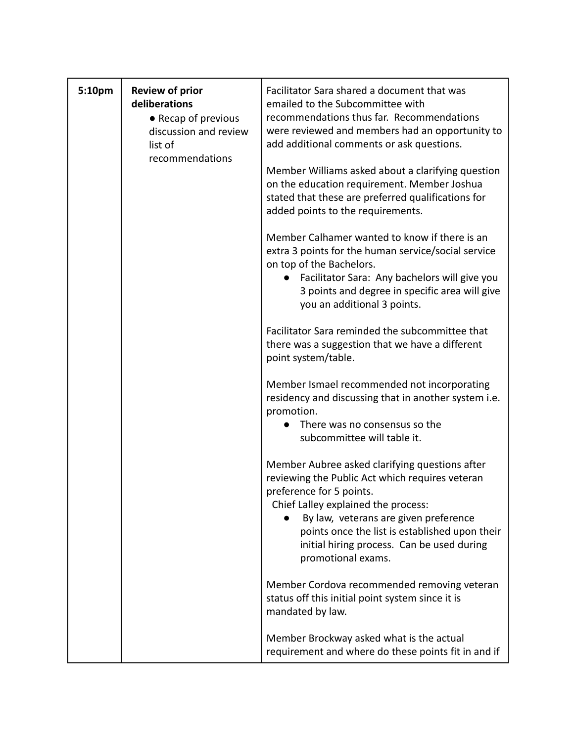| 5:10pm | **Review of prior deliberations**<br>● Recap of previous discussion and review list of recommendations | Facilitator Sara shared a document that was emailed to the Subcommittee with recommendations thus far. Recommendations were reviewed and members had an opportunity to add additional comments or ask questions.<br><br>Member Williams asked about a clarifying question on the education requirement. Member Joshua stated that these are preferred qualifications for added points to the requirements.<br><br>Member Calhamer wanted to know if there is an extra 3 points for the human service/social service on top of the Bachelors.<br>● Facilitator Sara: Any bachelors will give you 3 points and degree in specific area will give you an additional 3 points.<br><br>Facilitator Sara reminded the subcommittee that there was a suggestion that we have a different point system/table.<br><br>Member Ismael recommended not incorporating residency and discussing that in another system i.e. promotion.<br>● There was no consensus so the subcommittee will table it.<br><br>Member Aubree asked clarifying questions after reviewing the Public Act which requires veteran preference for 5 points.<br>Chief Lalley explained the process:<br>● By law, veterans are given preference points once the list is established upon their initial hiring process. Can be used during promotional exams.<br><br>Member Cordova recommended removing veteran status off this initial point system since it is mandated by law.<br><br>Member Brockway asked what is the actual requirement and where do these points fit in and if |
|---|---|---|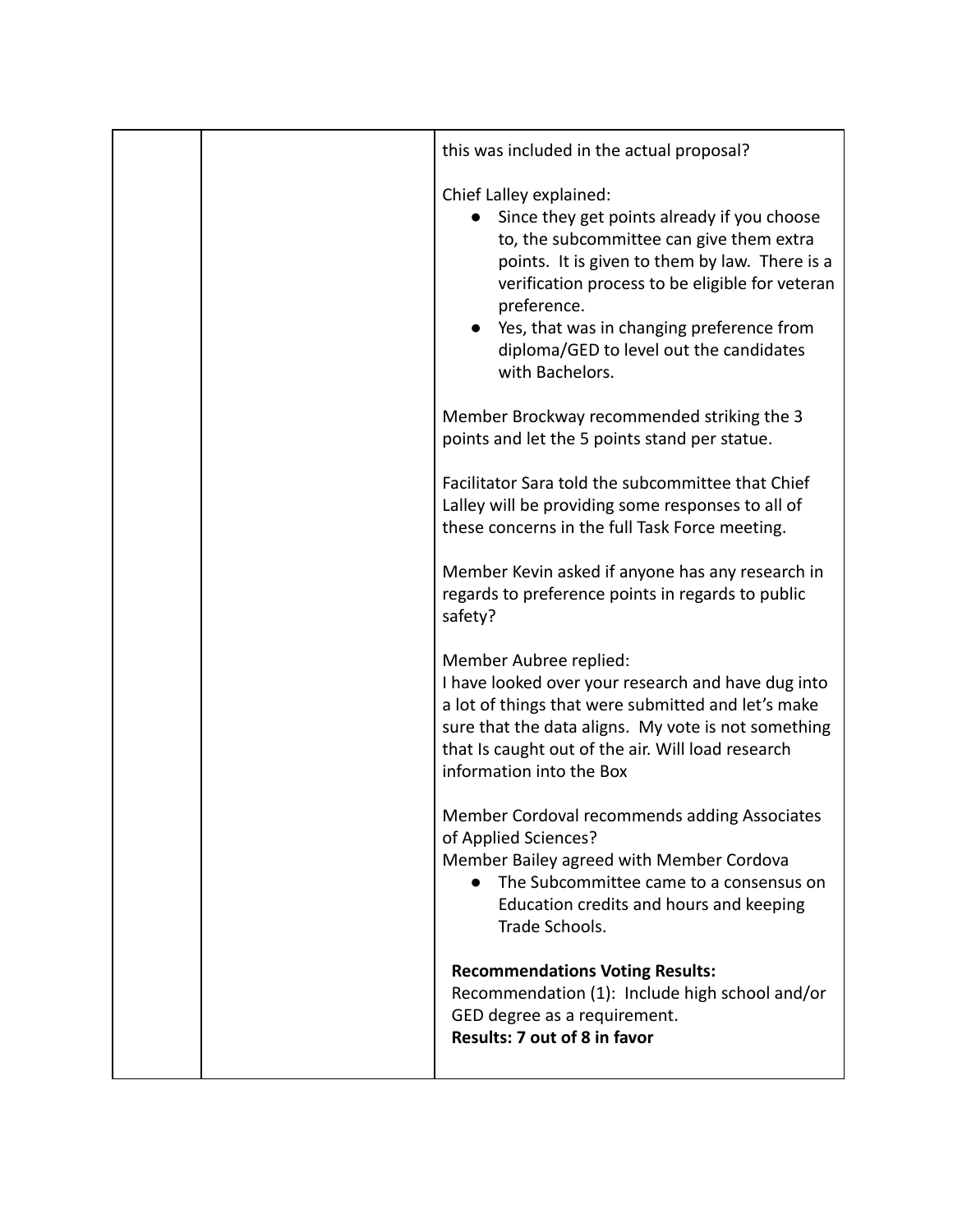| | | this was included in the actual proposal?<br><br>Chief Lalley explained:<br>● Since they get points already if you choose to, the subcommittee can give them extra points. It is given to them by law. There is a verification process to be eligible for veteran preference.<br>● Yes, that was in changing preference from diploma/GED to level out the candidates with Bachelors.<br><br>Member Brockway recommended striking the 3 points and let the 5 points stand per statue.<br><br>Facilitator Sara told the subcommittee that Chief Lalley will be providing some responses to all of these concerns in the full Task Force meeting.<br><br>Member Kevin asked if anyone has any research in regards to preference points in regards to public safety?<br><br>Member Aubree replied:<br>I have looked over your research and have dug into a lot of things that were submitted and let's make sure that the data aligns. My vote is not something that Is caught out of the air. Will load research information into the Box<br><br>Member Cordoval recommends adding Associates of Applied Sciences?<br>Member Bailey agreed with Member Cordova<br>● The Subcommittee came to a consensus on Education credits and hours and keeping Trade Schools.<br><br>**Recommendations Voting Results:**<br>Recommendation (1): Include high school and/or GED degree as a requirement.<br>**Results: 7 out of 8 in favor** |
|---|---|---|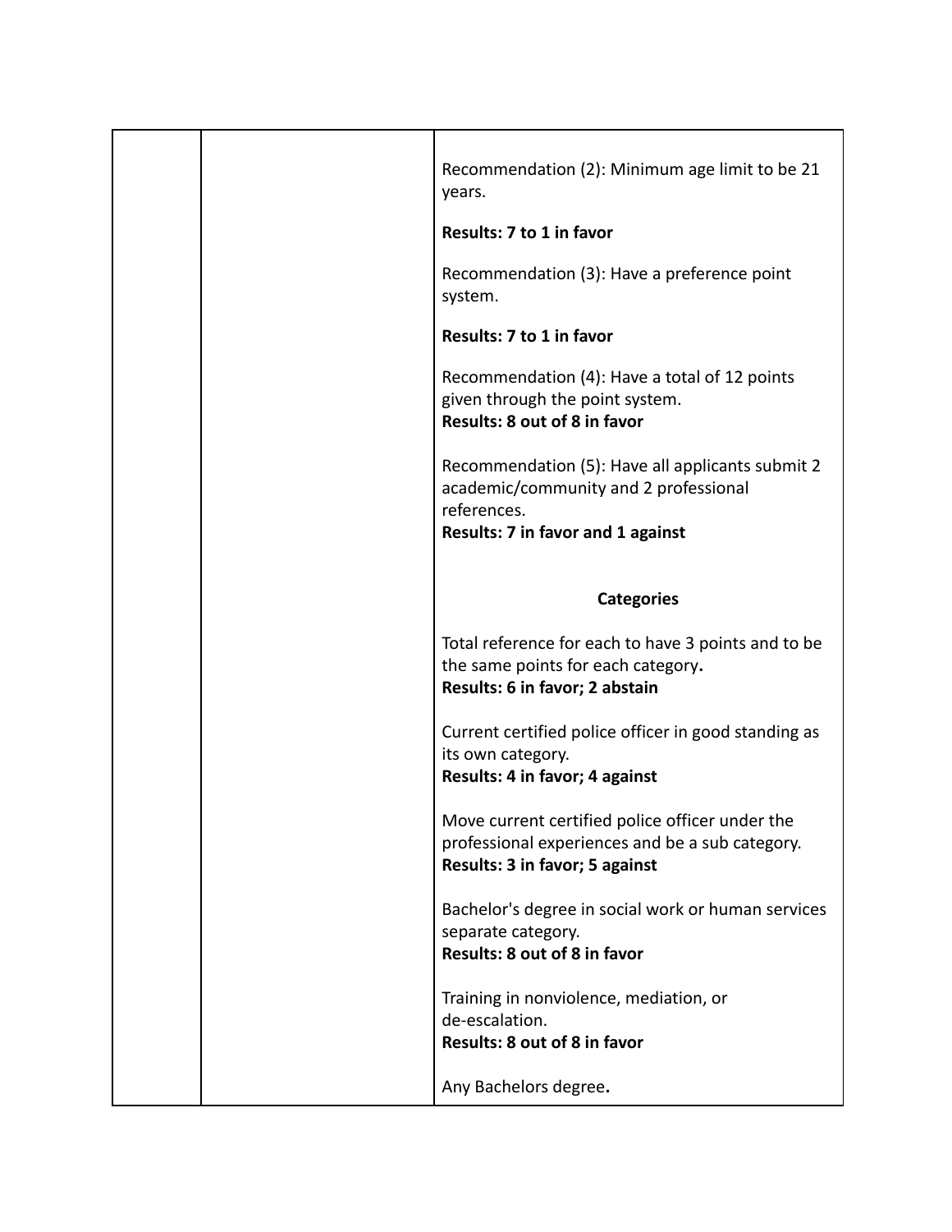| | | |
|---|---|---|
| | | Recommendation (2): Minimum age limit to be 21 years.<br><br>**Results: 7 to 1 in favor**<br><br>Recommendation (3): Have a preference point system.<br><br>**Results: 7 to 1 in favor**<br><br>Recommendation (4): Have a total of 12 points given through the point system.<br>**Results: 8 out of 8 in favor**<br><br>Recommendation (5): Have all applicants submit 2 academic/community and 2 professional references.<br>**Results: 7 in favor and 1 against**<br><br>**Categories**<br><br>Total reference for each to have 3 points and to be the same points for each category**.**<br>**Results: 6 in favor; 2 abstain**<br><br>Current certified police officer in good standing as its own category.<br>**Results: 4 in favor; 4 against**<br><br>Move current certified police officer under the professional experiences and be a sub category.<br>**Results: 3 in favor; 5 against**<br><br>Bachelor's degree in social work or human services separate category.<br>**Results: 8 out of 8 in favor**<br><br>Training in nonviolence, mediation, or de-escalation.<br>**Results: 8 out of 8 in favor**<br><br>Any Bachelors degree**.** |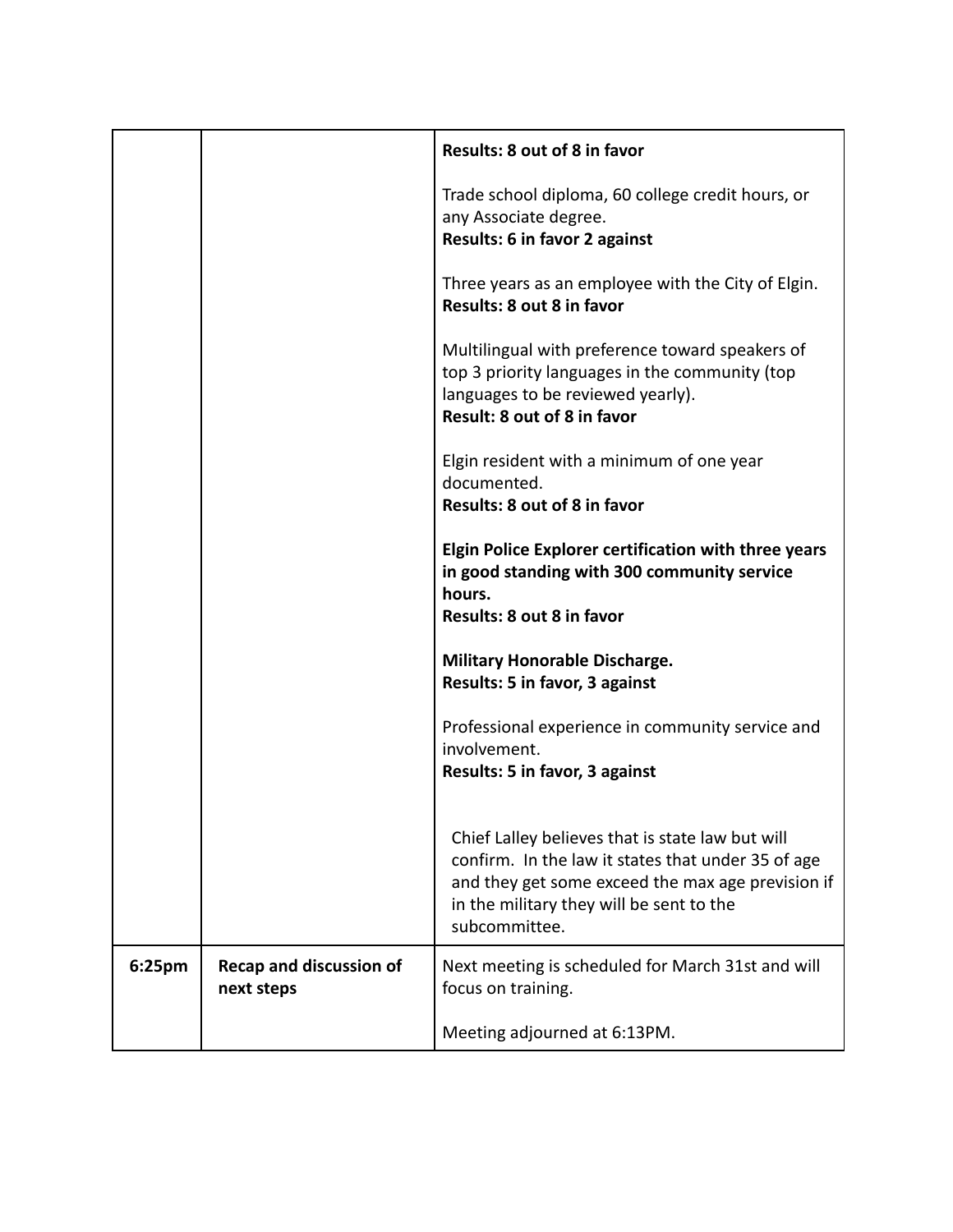| | | |
|---|---|---|
| | | **Results: 8 out of 8 in favor**<br><br>Trade school diploma, 60 college credit hours, or any Associate degree.<br>**Results: 6 in favor 2 against**<br><br>Three years as an employee with the City of Elgin.<br>**Results: 8 out 8 in favor**<br><br>Multilingual with preference toward speakers of top 3 priority languages in the community (top languages to be reviewed yearly).<br>**Result: 8 out of 8 in favor**<br><br>Elgin resident with a minimum of one year documented.<br>**Results: 8 out of 8 in favor**<br><br>**Elgin Police Explorer certification with three years in good standing with 300 community service hours.**<br>**Results: 8 out 8 in favor**<br><br>**Military Honorable Discharge.**<br>**Results: 5 in favor, 3 against**<br><br>Professional experience in community service and involvement.<br>**Results: 5 in favor, 3 against**<br><br>Chief Lalley believes that is state law but will confirm. In the law it states that under 35 of age and they get some exceed the max age prevision if in the military they will be sent to the subcommittee. |
| **6:25pm** | **Recap and discussion of next steps** | Next meeting is scheduled for March 31st and will focus on training.<br><br>Meeting adjourned at 6:13PM. |